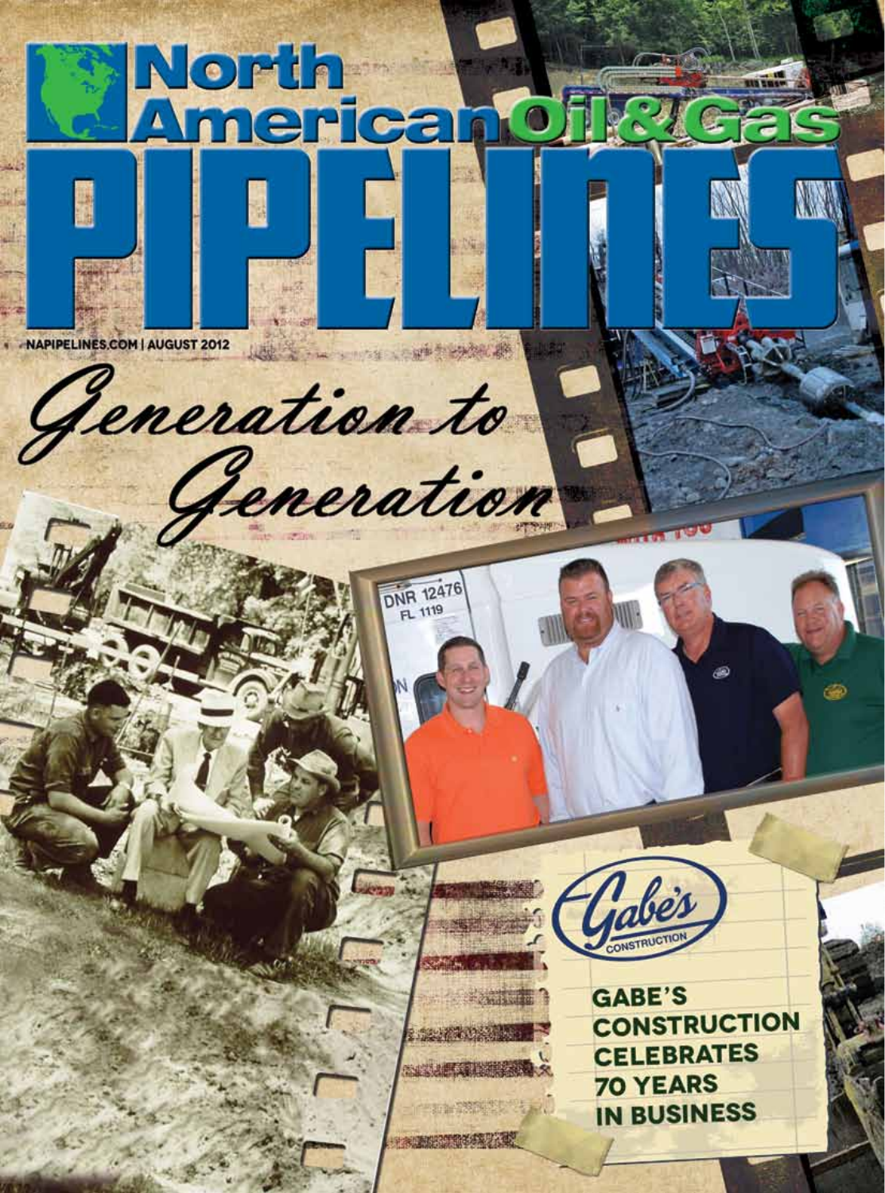# North American Oil & Gas PIPELINES

NAPIPELINES.COM | AUGUST 2012

## *Generation to Generation*

Gabe's Construction

**GABE'S CONSTRUCTION CELEBRATES 70 YEARS IN BUSINESS**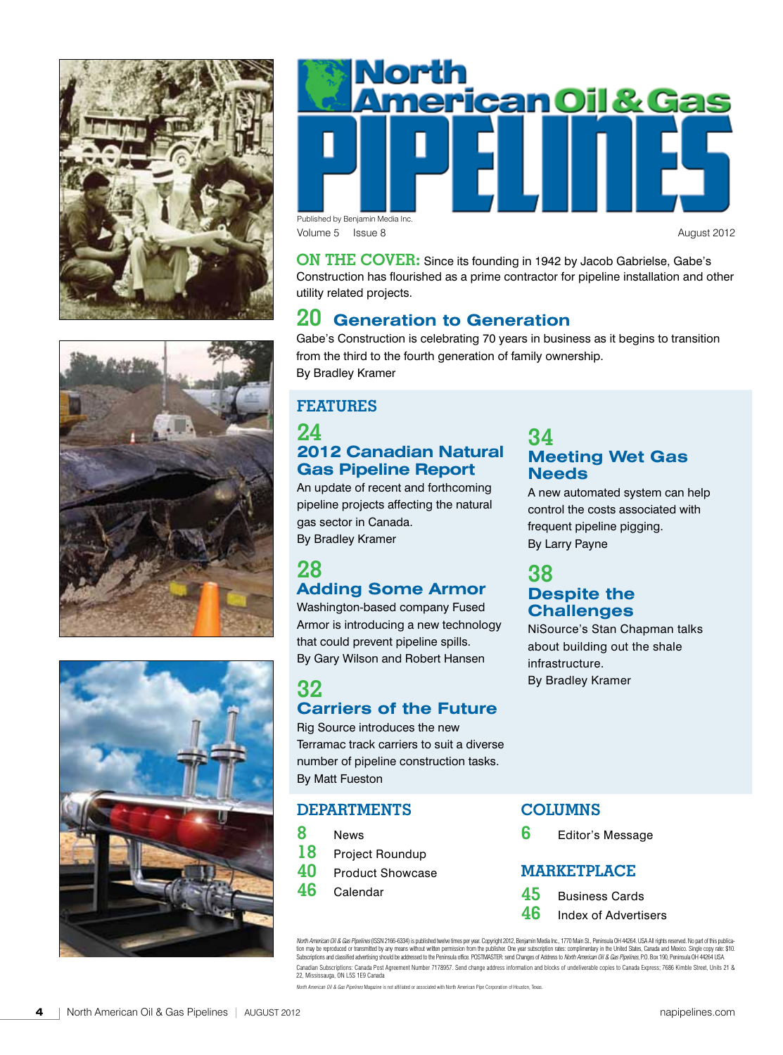# North American Oil & Gas PIPELINES

Published by Benjamin Media Inc.

Volume 5 Issue 8 August 2012

**ON THE COVER:** Since its founding in 1942 by Jacob Gabrielse, Gabe's Construction has flourished as a prime contractor for pipeline installation and other utility related projects.

## 20 Generation to Generation

Gabe's Construction is celebrating 70 years in business as it begins to transition from the third to the fourth generation of family ownership.

By Bradley Kramer

## FEATURES

### 24 2012 Canadian Natural Gas Pipeline Report

An update of recent and forthcoming pipeline projects affecting the natural gas sector in Canada.

By Bradley Kramer

### 28 Adding Some Armor

Washington-based company Fused Armor is introducing a new technology that could prevent pipeline spills.

By Gary Wilson and Robert Hansen

### 32 Carriers of the Future

Rig Source introduces the new Terramac track carriers to suit a diverse number of pipeline construction tasks.

By Matt Fueston

### 34 Meeting Wet Gas Needs

A new automated system can help control the costs associated with frequent pipeline pigging.

By Larry Payne

### 38 Despite the Challenges

NiSource's Stan Chapman talks about building out the shale infrastructure.

By Bradley Kramer

## DEPARTMENTS

- 8 News
- 18 Project Roundup
- 40 Product Showcase
- 46 Calendar

## COLUMNS

- 6 Editor's Message

## MARKETPLACE

- 45 Business Cards
- 46 Index of Advertisers

*North American Oil & Gas Pipelines* (ISSN 2166-6334) is published twelve times per year. Copyright 2012, Benjamin Media Inc., 1770 Main St., Peninsula OH 44264. USA All rights reserved. No part of this publication may be reproduced or transmitted by any means without written permission from the publisher. One year subscription rates: complimentary in the United States, Canada and Mexico. Single copy rate: $10. Subscriptions and classified advertising should be addressed to the Peninsula office. POSTMASTER: send Changes of Address to *North American Oil & Gas Pipelines*, P.O. Box 190, Peninsula OH 44264 USA.

Canadian Subscriptions: Canada Post Agreement Number 7178957. Send change address information and blocks of undeliverable copies to Canada Express; 7686 Kimble Street, Units 21 & 22, Mississauga, ON L5S 1E9 Canada

*North American Oil & Gas Pipelines* Magazine is not affiliated or associated with North American Pipe Corporation of Houston, Texas.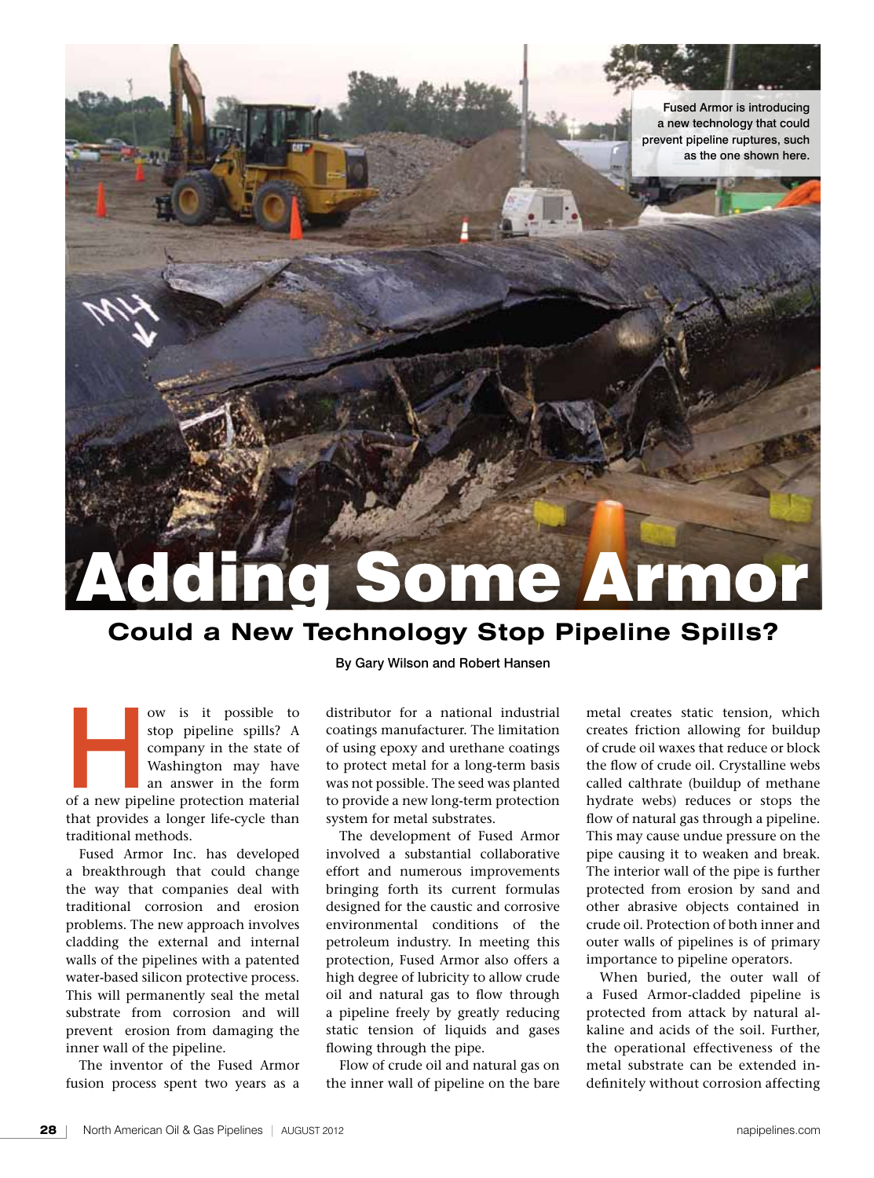Fused Armor is introducing a new technology that could prevent pipeline ruptures, such as the one shown here.

# Adding Some Armor

## Could a New Technology Stop Pipeline Spills?

By Gary Wilson and Robert Hansen

How is it possible to stop pipeline spills? A company in the state of Washington may have an answer in the form of a new pipeline protection material that provides a longer life-cycle than traditional methods.

Fused Armor Inc. has developed a breakthrough that could change the way that companies deal with traditional corrosion and erosion problems. The new approach involves cladding the external and internal walls of the pipelines with a patented water-based silicon protective process. This will permanently seal the metal substrate from corrosion and will prevent erosion from damaging the inner wall of the pipeline.

The inventor of the Fused Armor fusion process spent two years as a distributor for a national industrial coatings manufacturer. The limitation of using epoxy and urethane coatings to protect metal for a long-term basis was not possible. The seed was planted to provide a new long-term protection system for metal substrates.

The development of Fused Armor involved a substantial collaborative effort and numerous improvements bringing forth its current formulas designed for the caustic and corrosive environmental conditions of the petroleum industry. In meeting this protection, Fused Armor also offers a high degree of lubricity to allow crude oil and natural gas to flow through a pipeline freely by greatly reducing static tension of liquids and gases flowing through the pipe.

Flow of crude oil and natural gas on the inner wall of pipeline on the bare metal creates static tension, which creates friction allowing for buildup of crude oil waxes that reduce or block the flow of crude oil. Crystalline webs called calthrate (buildup of methane hydrate webs) reduces or stops the flow of natural gas through a pipeline. This may cause undue pressure on the pipe causing it to weaken and break. The interior wall of the pipe is further protected from erosion by sand and other abrasive objects contained in crude oil. Protection of both inner and outer walls of pipelines is of primary importance to pipeline operators.

When buried, the outer wall of a Fused Armor-cladded pipeline is protected from attack by natural alkaline and acids of the soil. Further, the operational effectiveness of the metal substrate can be extended indefinitely without corrosion affecting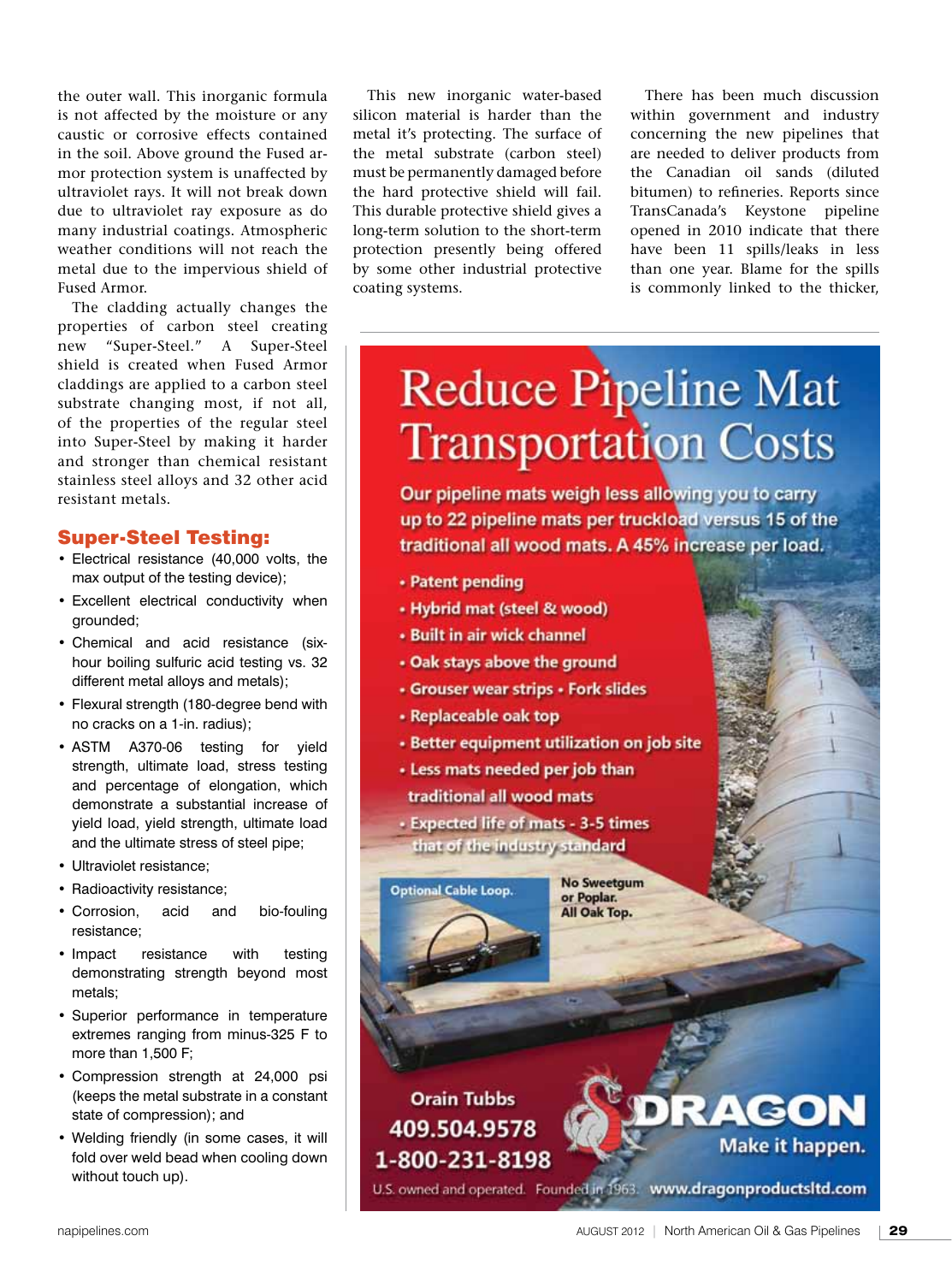the outer wall. This inorganic formula is not affected by the moisture or any caustic or corrosive effects contained in the soil. Above ground the Fused armor protection system is unaffected by ultraviolet rays. It will not break down due to ultraviolet ray exposure as do many industrial coatings. Atmospheric weather conditions will not reach the metal due to the impervious shield of Fused Armor.

The cladding actually changes the properties of carbon steel creating new "Super-Steel." A Super-Steel shield is created when Fused Armor claddings are applied to a carbon steel substrate changing most, if not all, of the properties of the regular steel into Super-Steel by making it harder and stronger than chemical resistant stainless steel alloys and 32 other acid resistant metals.

## Super-Steel Testing:

- Electrical resistance (40,000 volts, the max output of the testing device);
- Excellent electrical conductivity when grounded;
- Chemical and acid resistance (six-hour boiling sulfuric acid testing vs. 32 different metal alloys and metals);
- Flexural strength (180-degree bend with no cracks on a 1-in. radius);
- ASTM A370-06 testing for yield strength, ultimate load, stress testing and percentage of elongation, which demonstrate a substantial increase of yield load, yield strength, ultimate load and the ultimate stress of steel pipe;
- Ultraviolet resistance;
- Radioactivity resistance;
- Corrosion, acid and bio-fouling resistance;
- Impact resistance with testing demonstrating strength beyond most metals;
- Superior performance in temperature extremes ranging from minus-325 F to more than 1,500 F;
- Compression strength at 24,000 psi (keeps the metal substrate in a constant state of compression); and
- Welding friendly (in some cases, it will fold over weld bead when cooling down without touch up).

This new inorganic water-based silicon material is harder than the metal it's protecting. The surface of the metal substrate (carbon steel) must be permanently damaged before the hard protective shield will fail. This durable protective shield gives a long-term solution to the short-term protection presently being offered by some other industrial protective coating systems.

There has been much discussion within government and industry concerning the new pipelines that are needed to deliver products from the Canadian oil sands (diluted bitumen) to refineries. Reports since TransCanada's Keystone pipeline opened in 2010 indicate that there have been 11 spills/leaks in less than one year. Blame for the spills is commonly linked to the thicker,

# Reduce Pipeline Mat Transportation Costs

Our pipeline mats weigh less allowing you to carry up to 22 pipeline mats per truckload versus 15 of the traditional all wood mats. A 45% increase per load.

- Patent pending
- Hybrid mat (steel & wood)
- Built in air wick channel
- Oak stays above the ground
- Grouser wear strips • Fork slides
- Replaceable oak top
- Better equipment utilization on job site
- Less mats needed per job than traditional all wood mats
- Expected life of mats - 3-5 times that of the industry standard

Optional Cable Loop.

No Sweetgum or Poplar. All Oak Top.

Orain Tubbs
409.504.9578
1-800-231-8198

DRAGON
Make it happen.

U.S. owned and operated. Founded in 1963. www.dragonproductsltd.com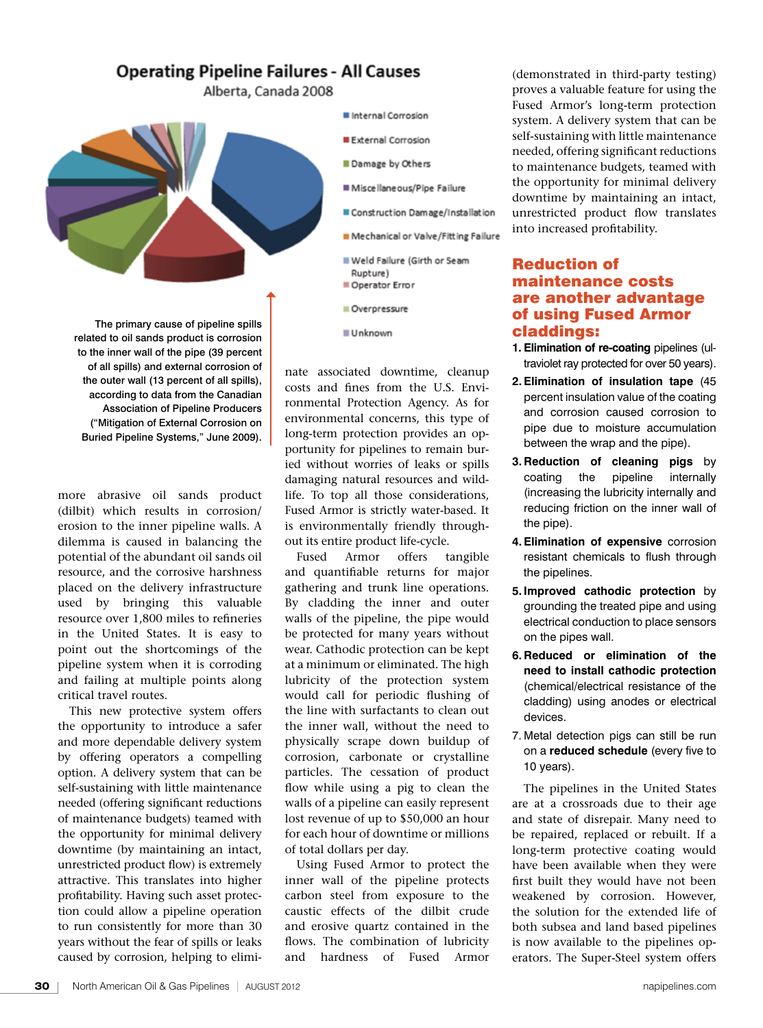## Operating Pipeline Failures - All Causes

Alberta, Canada 2008

- Internal Corrosion
- External Corrosion
- Damage by Others
- Miscellaneous/Pipe Failure
- Construction Damage/Installation
- Mechanical or Valve/Fitting Failure
- Weld Failure (Girth or Seam Rupture)
- Operator Error
- Overpressure
- Unknown

The primary cause of pipeline spills related to oil sands product is corrosion to the inner wall of the pipe (39 percent of all spills) and external corrosion of the outer wall (13 percent of all spills), according to data from the Canadian Association of Pipeline Producers ("Mitigation of External Corrosion on Buried Pipeline Systems," June 2009).

more abrasive oil sands product (dilbit) which results in corrosion/erosion to the inner pipeline walls. A dilemma is caused in balancing the potential of the abundant oil sands oil resource, and the corrosive harshness placed on the delivery infrastructure used by bringing this valuable resource over 1,800 miles to refineries in the United States. It is easy to point out the shortcomings of the pipeline system when it is corroding and failing at multiple points along critical travel routes.

This new protective system offers the opportunity to introduce a safer and more dependable delivery system by offering operators a compelling option. A delivery system that can be self-sustaining with little maintenance needed (offering significant reductions of maintenance budgets) teamed with the opportunity for minimal delivery downtime (by maintaining an intact, unrestricted product flow) is extremely attractive. This translates into higher profitability. Having such asset protection could allow a pipeline operation to run consistently for more than 30 years without the fear of spills or leaks caused by corrosion, helping to eliminate associated downtime, cleanup costs and fines from the U.S. Environmental Protection Agency. As for environmental concerns, this type of long-term protection provides an opportunity for pipelines to remain buried without worries of leaks or spills damaging natural resources and wildlife. To top all those considerations, Fused Armor is strictly water-based. It is environmentally friendly throughout its entire product life-cycle.

Fused Armor offers tangible and quantifiable returns for major gathering and trunk line operations. By cladding the inner and outer walls of the pipeline, the pipe would be protected for many years without wear. Cathodic protection can be kept at a minimum or eliminated. The high lubricity of the protection system would call for periodic flushing of the line with surfactants to clean out the inner wall, without the need to physically scrape down buildup of corrosion, carbonate or crystalline particles. The cessation of product flow while using a pig to clean the walls of a pipeline can easily represent lost revenue of up to $50,000 an hour for each hour of downtime or millions of total dollars per day.

Using Fused Armor to protect the inner wall of the pipeline protects carbon steel from exposure to the caustic effects of the dilbit crude and erosive quartz contained in the flows. The combination of lubricity and hardness of Fused Armor (demonstrated in third-party testing) proves a valuable feature for using the Fused Armor's long-term protection system. A delivery system that can be self-sustaining with little maintenance needed, offering significant reductions to maintenance budgets, teamed with the opportunity for minimal delivery downtime by maintaining an intact, unrestricted product flow translates into increased profitability.

## Reduction of maintenance costs are another advantage of using Fused Armor claddings:

1. **Elimination of re-coating** pipelines (ultraviolet ray protected for over 50 years).
2. **Elimination of insulation tape** (45 percent insulation value of the coating and corrosion caused corrosion to pipe due to moisture accumulation between the wrap and the pipe).
3. **Reduction of cleaning pigs** by coating the pipeline internally (increasing the lubricity internally and reducing friction on the inner wall of the pipe).
4. **Elimination of expensive** corrosion resistant chemicals to flush through the pipelines.
5. **Improved cathodic protection** by grounding the treated pipe and using electrical conduction to place sensors on the pipes wall.
6. **Reduced or elimination of the need to install cathodic protection** (chemical/electrical resistance of the cladding) using anodes or electrical devices.
7. Metal detection pigs can still be run on a **reduced schedule** (every five to 10 years).

The pipelines in the United States are at a crossroads due to their age and state of disrepair. Many need to be repaired, replaced or rebuilt. If a long-term protective coating would have been available when they were first built they would have not been weakened by corrosion. However, the solution for the extended life of both subsea and land based pipelines is now available to the pipelines operators. The Super-Steel system offers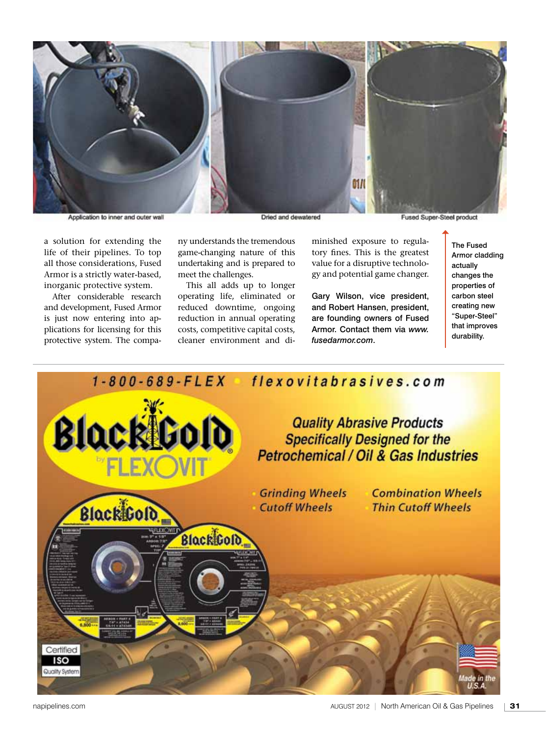Application to inner and outer wall

Dried and dewatered

Fused Super-Steel product

a solution for extending the life of their pipelines. To top all those considerations, Fused Armor is a strictly water-based, inorganic protective system.

After considerable research and development, Fused Armor is just now entering into applications for licensing for this protective system. The company understands the tremendous game-changing nature of this undertaking and is prepared to meet the challenges.

This all adds up to longer operating life, eliminated or reduced downtime, ongoing reduction in annual operating costs, competitive capital costs, cleaner environment and diminished exposure to regulatory fines. This is the greatest value for a disruptive technology and potential game changer.

Gary Wilson, vice president, and Robert Hansen, president, are founding owners of Fused Armor. Contact them via *www.fusedarmor.com*.

The Fused Armor cladding actually changes the properties of carbon steel creating new “Super-Steel” that improves durability.

1-800-689-FLEX flexovitabrasives.com

BlackGold by FLEXOVIT

Quality Abrasive Products Specifically Designed for the Petrochemical / Oil & Gas Industries

- Grinding Wheels
- Cutoff Wheels
- Combination Wheels
- Thin Cutoff Wheels

Certified ISO Quality System

Made in the U.S.A.